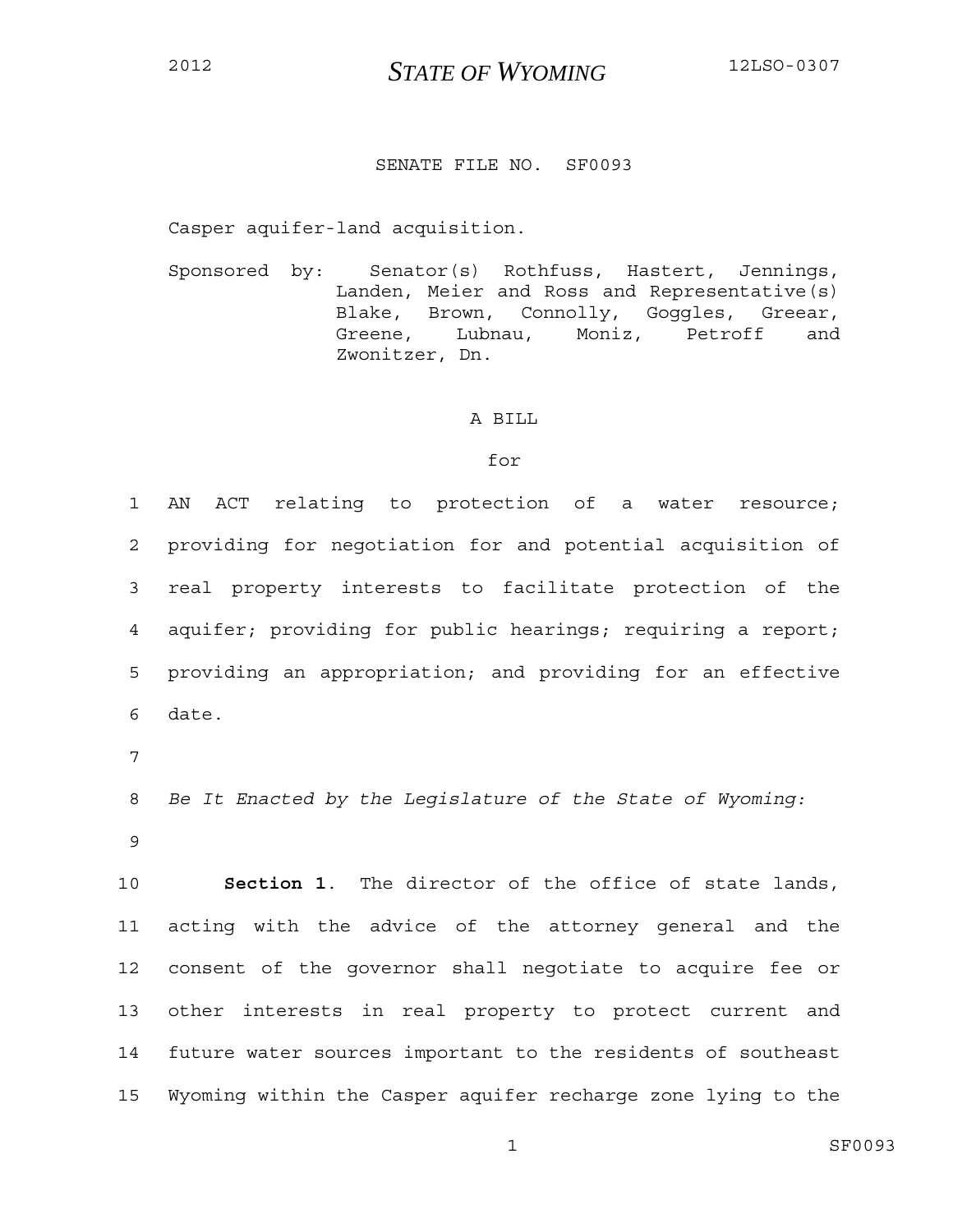2012 **STATE OF WYOMING** 12LSO-0307

SENATE FILE NO. SF0093

Casper aquifer-land acquisition.

Sponsored by: Senator(s) Rothfuss, Hastert, Jennings, Landen, Meier and Ross and Representative(s) Blake, Brown, Connolly, Goggles, Greear, Greene, Lubnau, Moniz, Petroff and Zwonitzer, Dn.

A BILL

for

1 AN ACT relating to protection of a water resource;
2 providing for negotiation for and potential acquisition of
3 real property interests to facilitate protection of the
4 aquifer; providing for public hearings; requiring a report;
5 providing an appropriation; and providing for an effective
6 date.
7
8 *Be It Enacted by the Legislature of the State of Wyoming:*
9
10 **Section 1**. The director of the office of state lands,
11 acting with the advice of the attorney general and the
12 consent of the governor shall negotiate to acquire fee or
13 other interests in real property to protect current and
14 future water sources important to the residents of southeast
15 Wyoming within the Casper aquifer recharge zone lying to the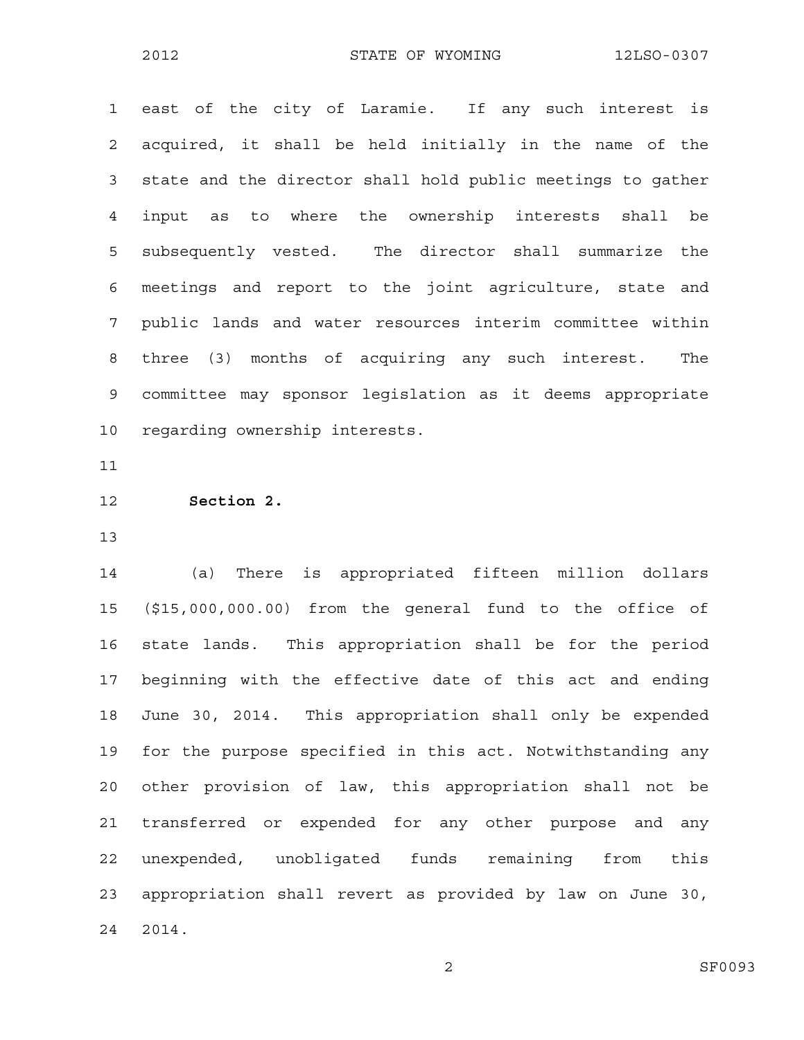east of the city of Laramie. If any such interest is acquired, it shall be held initially in the name of the state and the director shall hold public meetings to gather input as to where the ownership interests shall be subsequently vested. The director shall summarize the meetings and report to the joint agriculture, state and public lands and water resources interim committee within three (3) months of acquiring any such interest. The committee may sponsor legislation as it deems appropriate regarding ownership interests.

**Section 2.**

(a) There is appropriated fifteen million dollars ($15,000,000.00) from the general fund to the office of state lands. This appropriation shall be for the period beginning with the effective date of this act and ending June 30, 2014. This appropriation shall only be expended for the purpose specified in this act. Notwithstanding any other provision of law, this appropriation shall not be transferred or expended for any other purpose and any unexpended, unobligated funds remaining from this appropriation shall revert as provided by law on June 30, 2014.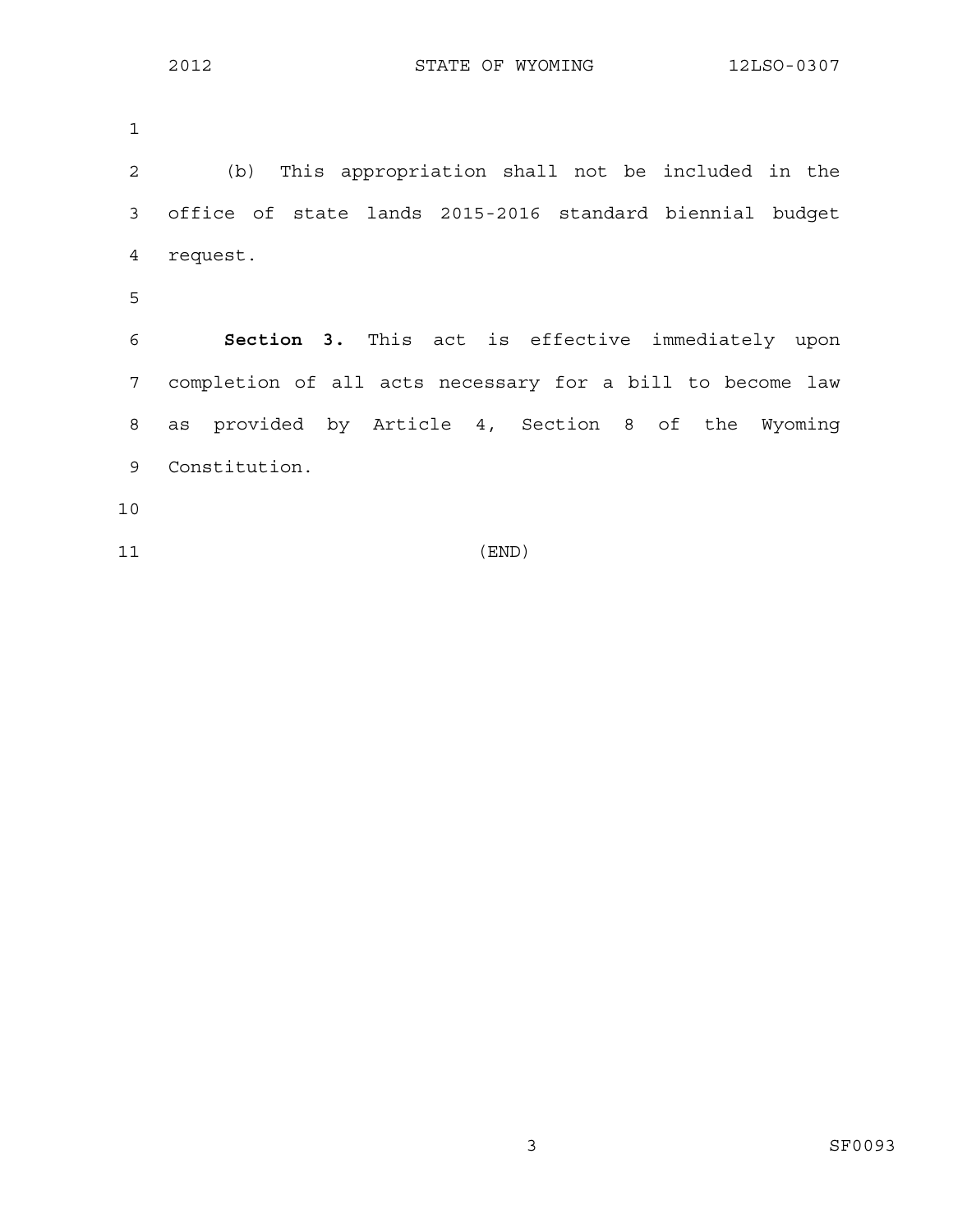(b) This appropriation shall not be included in the office of state lands 2015-2016 standard biennial budget request.

**Section 3.** This act is effective immediately upon completion of all acts necessary for a bill to become law as provided by Article 4, Section 8 of the Wyoming Constitution.

(END)